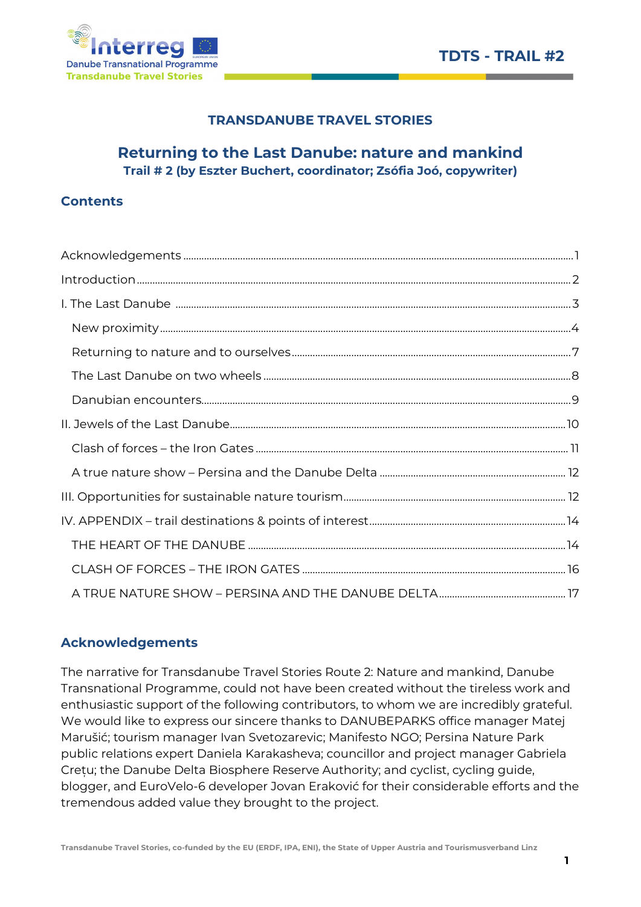## TRANSDANUBE TRAVEL STORIES

# Returning to the Last Danube: nature and mankind

**Trail # 2 (by Eszter Buchert, coordinator; Zsófia Joó, copywriter)**

## Contents

- Acknowledgements ..... 1
- Introduction ..... 2
- I. The Last Danube ..... 3
  - New proximity ..... 4
  - Returning to nature and to ourselves ..... 7
  - The Last Danube on two wheels ..... 8
  - Danubian encounters ..... 9
- II. Jewels of the Last Danube ..... 10
  - Clash of forces – the Iron Gates ..... 11
  - A true nature show – Persina and the Danube Delta ..... 12
- III. Opportunities for sustainable nature tourism ..... 12
- IV. APPENDIX – trail destinations & points of interest ..... 14
  - THE HEART OF THE DANUBE ..... 14
  - CLASH OF FORCES – THE IRON GATES ..... 16
  - A TRUE NATURE SHOW – PERSINA AND THE DANUBE DELTA ..... 17

## Acknowledgements

The narrative for Transdanube Travel Stories Route 2: Nature and mankind, Danube Transnational Programme, could not have been created without the tireless work and enthusiastic support of the following contributors, to whom we are incredibly grateful. We would like to express our sincere thanks to DANUBEPARKS office manager Matej Marušić; tourism manager Ivan Svetozarevic; Manifesto NGO; Persina Nature Park public relations expert Daniela Karakasheva; councillor and project manager Gabriela Crețu; the Danube Delta Biosphere Reserve Authority; and cyclist, cycling guide, blogger, and EuroVelo-6 developer Jovan Eraković for their considerable efforts and the tremendous added value they brought to the project.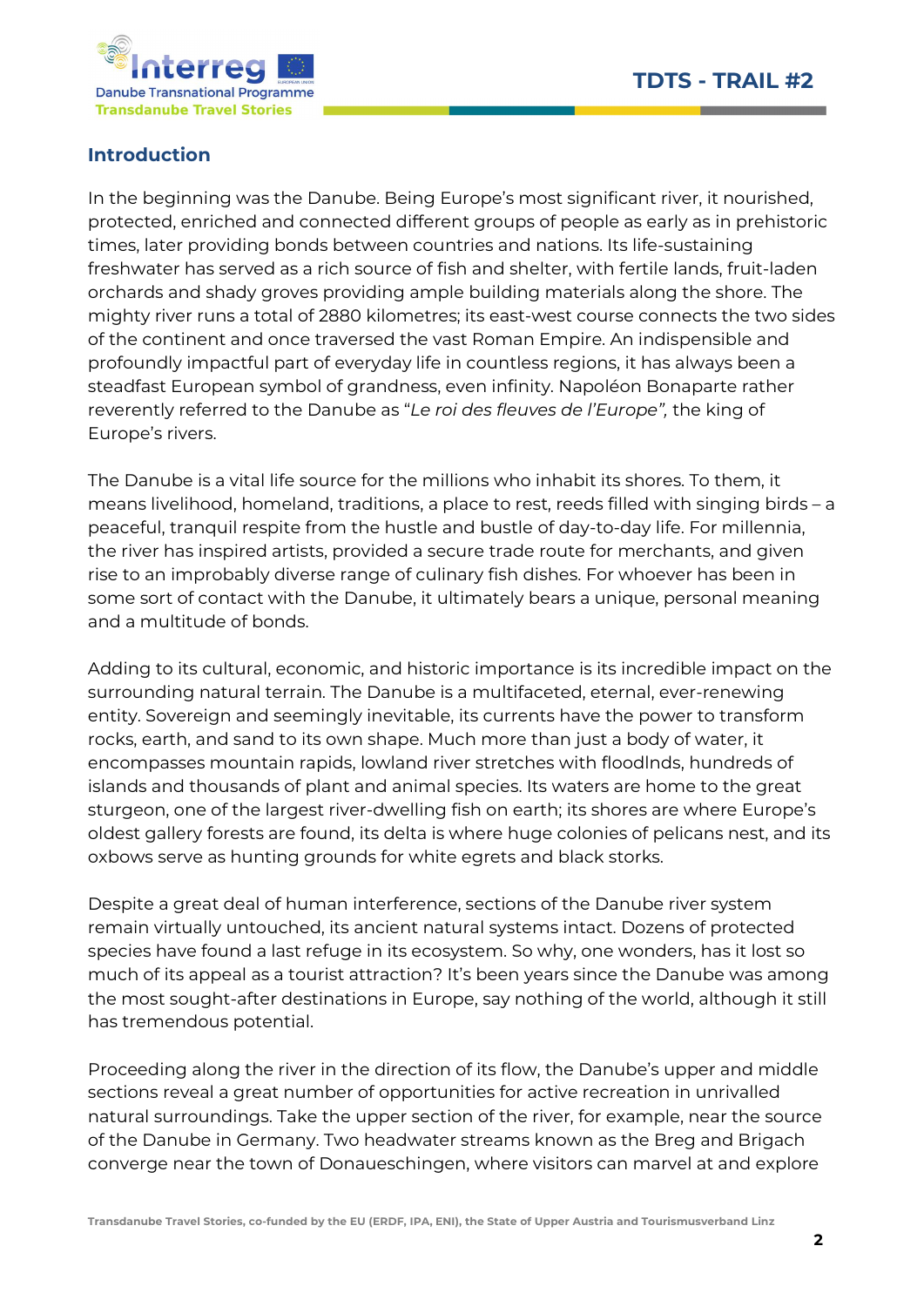## Introduction

In the beginning was the Danube. Being Europe's most significant river, it nourished, protected, enriched and connected different groups of people as early as in prehistoric times, later providing bonds between countries and nations. Its life-sustaining freshwater has served as a rich source of fish and shelter, with fertile lands, fruit-laden orchards and shady groves providing ample building materials along the shore. The mighty river runs a total of 2880 kilometres; its east-west course connects the two sides of the continent and once traversed the vast Roman Empire. An indispensible and profoundly impactful part of everyday life in countless regions, it has always been a steadfast European symbol of grandness, even infinity. Napoléon Bonaparte rather reverently referred to the Danube as "*Le roi des fleuves de l'Europe",* the king of Europe's rivers.

The Danube is a vital life source for the millions who inhabit its shores. To them, it means livelihood, homeland, traditions, a place to rest, reeds filled with singing birds – a peaceful, tranquil respite from the hustle and bustle of day-to-day life. For millennia, the river has inspired artists, provided a secure trade route for merchants, and given rise to an improbably diverse range of culinary fish dishes. For whoever has been in some sort of contact with the Danube, it ultimately bears a unique, personal meaning and a multitude of bonds.

Adding to its cultural, economic, and historic importance is its incredible impact on the surrounding natural terrain. The Danube is a multifaceted, eternal, ever-renewing entity. Sovereign and seemingly inevitable, its currents have the power to transform rocks, earth, and sand to its own shape. Much more than just a body of water, it encompasses mountain rapids, lowland river stretches with floodlnds, hundreds of islands and thousands of plant and animal species. Its waters are home to the great sturgeon, one of the largest river-dwelling fish on earth; its shores are where Europe's oldest gallery forests are found, its delta is where huge colonies of pelicans nest, and its oxbows serve as hunting grounds for white egrets and black storks.

Despite a great deal of human interference, sections of the Danube river system remain virtually untouched, its ancient natural systems intact. Dozens of protected species have found a last refuge in its ecosystem. So why, one wonders, has it lost so much of its appeal as a tourist attraction? It's been years since the Danube was among the most sought-after destinations in Europe, say nothing of the world, although it still has tremendous potential.

Proceeding along the river in the direction of its flow, the Danube's upper and middle sections reveal a great number of opportunities for active recreation in unrivalled natural surroundings. Take the upper section of the river, for example, near the source of the Danube in Germany. Two headwater streams known as the Breg and Brigach converge near the town of Donaueschingen, where visitors can marvel at and explore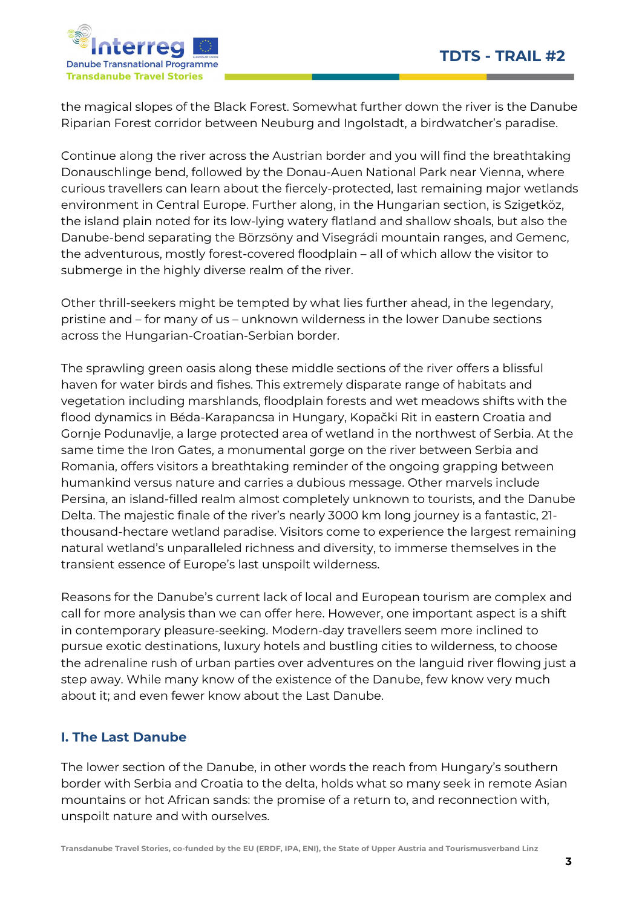the magical slopes of the Black Forest. Somewhat further down the river is the Danube Riparian Forest corridor between Neuburg and Ingolstadt, a birdwatcher's paradise.

Continue along the river across the Austrian border and you will find the breathtaking Donauschlinge bend, followed by the Donau-Auen National Park near Vienna, where curious travellers can learn about the fiercely-protected, last remaining major wetlands environment in Central Europe. Further along, in the Hungarian section, is Szigetköz, the island plain noted for its low-lying watery flatland and shallow shoals, but also the Danube-bend separating the Börzsöny and Visegrádi mountain ranges, and Gemenc, the adventurous, mostly forest-covered floodplain – all of which allow the visitor to submerge in the highly diverse realm of the river.

Other thrill-seekers might be tempted by what lies further ahead, in the legendary, pristine and – for many of us – unknown wilderness in the lower Danube sections across the Hungarian-Croatian-Serbian border.

The sprawling green oasis along these middle sections of the river offers a blissful haven for water birds and fishes. This extremely disparate range of habitats and vegetation including marshlands, floodplain forests and wet meadows shifts with the flood dynamics in Béda-Karapancsa in Hungary, Kopački Rit in eastern Croatia and Gornje Podunavlje, a large protected area of wetland in the northwest of Serbia. At the same time the Iron Gates, a monumental gorge on the river between Serbia and Romania, offers visitors a breathtaking reminder of the ongoing grapping between humankind versus nature and carries a dubious message. Other marvels include Persina, an island-filled realm almost completely unknown to tourists, and the Danube Delta. The majestic finale of the river's nearly 3000 km long journey is a fantastic, 21-thousand-hectare wetland paradise. Visitors come to experience the largest remaining natural wetland's unparaleled richness and diversity, to immerse themselves in the transient essence of Europe's last unspoilt wilderness.

Reasons for the Danube's current lack of local and European tourism are complex and call for more analysis than we can offer here. However, one important aspect is a shift in contemporary pleasure-seeking. Modern-day travellers seem more inclined to pursue exotic destinations, luxury hotels and bustling cities to wilderness, to choose the adrenaline rush of urban parties over adventures on the languid river flowing just a step away. While many know of the existence of the Danube, few know very much about it; and even fewer know about the Last Danube.

## I. The Last Danube

The lower section of the Danube, in other words the reach from Hungary's southern border with Serbia and Croatia to the delta, holds what so many seek in remote Asian mountains or hot African sands: the promise of a return to, and reconnection with, unspoilt nature and with ourselves.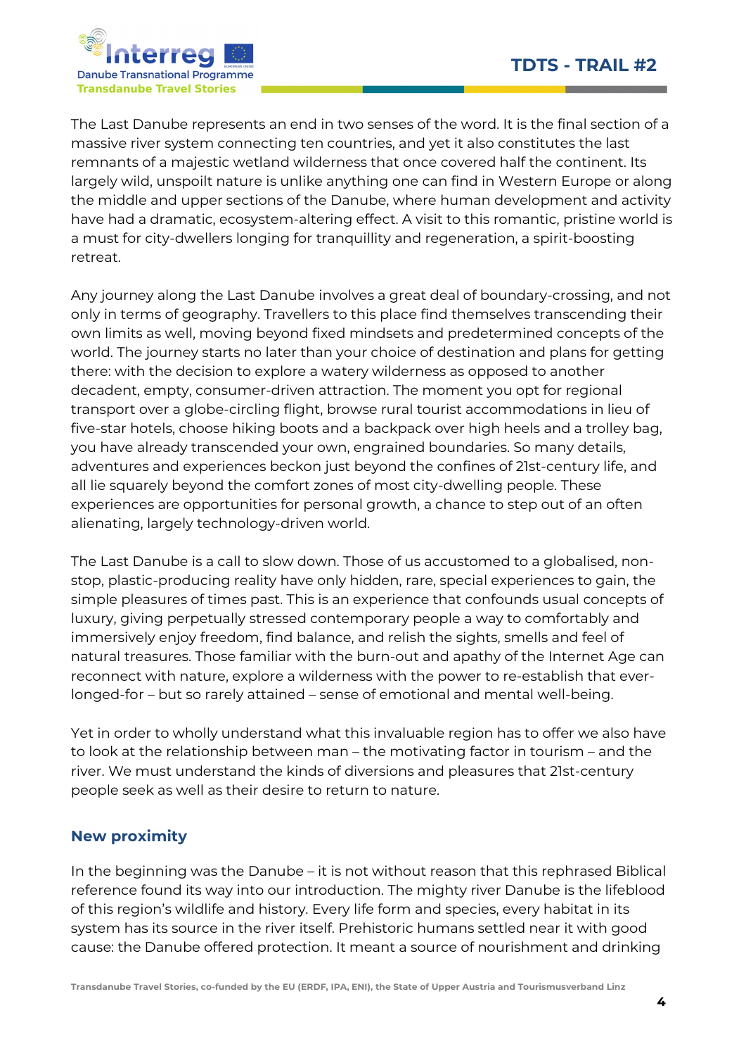The Last Danube represents an end in two senses of the word. It is the final section of a massive river system connecting ten countries, and yet it also constitutes the last remnants of a majestic wetland wilderness that once covered half the continent. Its largely wild, unspoilt nature is unlike anything one can find in Western Europe or along the middle and upper sections of the Danube, where human development and activity have had a dramatic, ecosystem-altering effect. A visit to this romantic, pristine world is a must for city-dwellers longing for tranquillity and regeneration, a spirit-boosting retreat.

Any journey along the Last Danube involves a great deal of boundary-crossing, and not only in terms of geography. Travellers to this place find themselves transcending their own limits as well, moving beyond fixed mindsets and predetermined concepts of the world. The journey starts no later than your choice of destination and plans for getting there: with the decision to explore a watery wilderness as opposed to another decadent, empty, consumer-driven attraction. The moment you opt for regional transport over a globe-circling flight, browse rural tourist accommodations in lieu of five-star hotels, choose hiking boots and a backpack over high heels and a trolley bag, you have already transcended your own, engrained boundaries. So many details, adventures and experiences beckon just beyond the confines of 21st-century life, and all lie squarely beyond the comfort zones of most city-dwelling people. These experiences are opportunities for personal growth, a chance to step out of an often alienating, largely technology-driven world.

The Last Danube is a call to slow down. Those of us accustomed to a globalised, non-stop, plastic-producing reality have only hidden, rare, special experiences to gain, the simple pleasures of times past. This is an experience that confounds usual concepts of luxury, giving perpetually stressed contemporary people a way to comfortably and immersively enjoy freedom, find balance, and relish the sights, smells and feel of natural treasures. Those familiar with the burn-out and apathy of the Internet Age can reconnect with nature, explore a wilderness with the power to re-establish that ever-longed-for – but so rarely attained – sense of emotional and mental well-being.

Yet in order to wholly understand what this invaluable region has to offer we also have to look at the relationship between man – the motivating factor in tourism – and the river. We must understand the kinds of diversions and pleasures that 21st-century people seek as well as their desire to return to nature.

## New proximity

In the beginning was the Danube – it is not without reason that this rephrased Biblical reference found its way into our introduction. The mighty river Danube is the lifeblood of this region's wildlife and history. Every life form and species, every habitat in its system has its source in the river itself. Prehistoric humans settled near it with good cause: the Danube offered protection. It meant a source of nourishment and drinking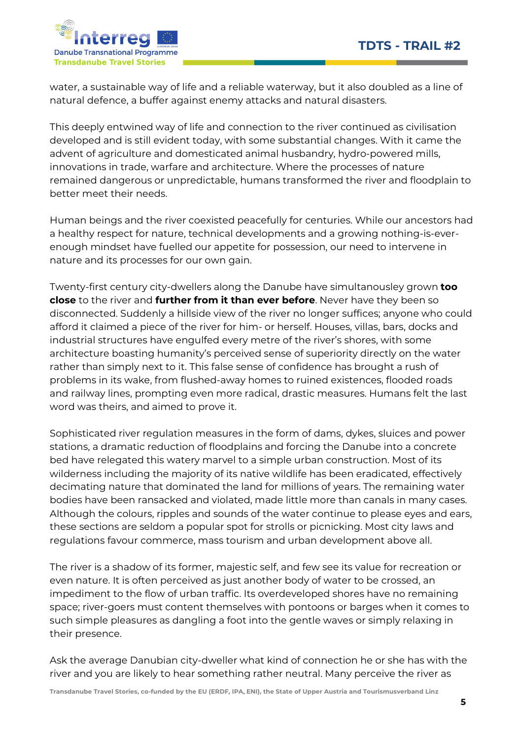water, a sustainable way of life and a reliable waterway, but it also doubled as a line of natural defence, a buffer against enemy attacks and natural disasters.

This deeply entwined way of life and connection to the river continued as civilisation developed and is still evident today, with some substantial changes. With it came the advent of agriculture and domesticated animal husbandry, hydro-powered mills, innovations in trade, warfare and architecture. Where the processes of nature remained dangerous or unpredictable, humans transformed the river and floodplain to better meet their needs.

Human beings and the river coexisted peacefully for centuries. While our ancestors had a healthy respect for nature, technical developments and a growing nothing-is-ever-enough mindset have fuelled our appetite for possession, our need to intervene in nature and its processes for our own gain.

Twenty-first century city-dwellers along the Danube have simultanousley grown **too close** to the river and **further from it than ever before**. Never have they been so disconnected. Suddenly a hillside view of the river no longer suffices; anyone who could afford it claimed a piece of the river for him- or herself. Houses, villas, bars, docks and industrial structures have engulfed every metre of the river's shores, with some architecture boasting humanity's perceived sense of superiority directly on the water rather than simply next to it. This false sense of confidence has brought a rush of problems in its wake, from flushed-away homes to ruined existences, flooded roads and railway lines, prompting even more radical, drastic measures. Humans felt the last word was theirs, and aimed to prove it.

Sophisticated river regulation measures in the form of dams, dykes, sluices and power stations, a dramatic reduction of floodplains and forcing the Danube into a concrete bed have relegated this watery marvel to a simple urban construction. Most of its wilderness including the majority of its native wildlife has been eradicated, effectively decimating nature that dominated the land for millions of years. The remaining water bodies have been ransacked and violated, made little more than canals in many cases. Although the colours, ripples and sounds of the water continue to please eyes and ears, these sections are seldom a popular spot for strolls or picnicking. Most city laws and regulations favour commerce, mass tourism and urban development above all.

The river is a shadow of its former, majestic self, and few see its value for recreation or even nature. It is often perceived as just another body of water to be crossed, an impediment to the flow of urban traffic. Its overdeveloped shores have no remaining space; river-goers must content themselves with pontoons or barges when it comes to such simple pleasures as dangling a foot into the gentle waves or simply relaxing in their presence.

Ask the average Danubian city-dweller what kind of connection he or she has with the river and you are likely to hear something rather neutral. Many perceive the river as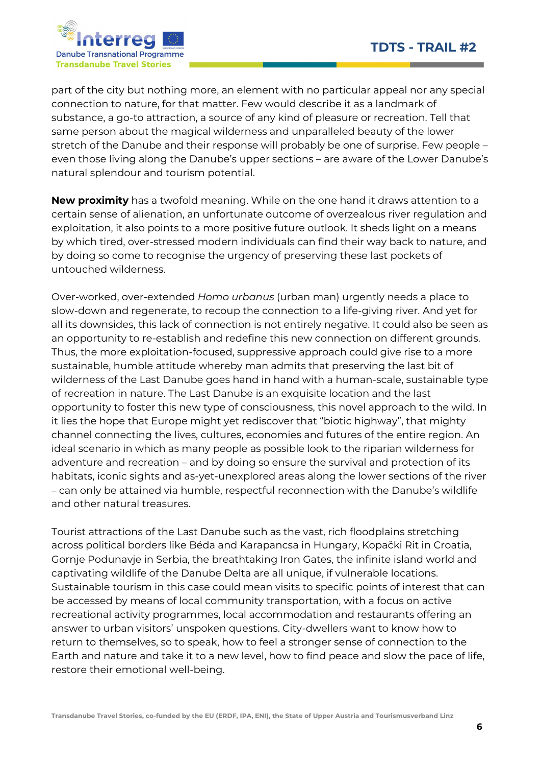part of the city but nothing more, an element with no particular appeal nor any special connection to nature, for that matter. Few would describe it as a landmark of substance, a go-to attraction, a source of any kind of pleasure or recreation. Tell that same person about the magical wilderness and unparalleled beauty of the lower stretch of the Danube and their response will probably be one of surprise. Few people – even those living along the Danube's upper sections – are aware of the Lower Danube's natural splendour and tourism potential.

**New proximity** has a twofold meaning. While on the one hand it draws attention to a certain sense of alienation, an unfortunate outcome of overzealous river regulation and exploitation, it also points to a more positive future outlook. It sheds light on a means by which tired, over-stressed modern individuals can find their way back to nature, and by doing so come to recognise the urgency of preserving these last pockets of untouched wilderness.

Over-worked, over-extended *Homo urbanus* (urban man) urgently needs a place to slow-down and regenerate, to recoup the connection to a life-giving river. And yet for all its downsides, this lack of connection is not entirely negative. It could also be seen as an opportunity to re-establish and redefine this new connection on different grounds. Thus, the more exploitation-focused, suppressive approach could give rise to a more sustainable, humble attitude whereby man admits that preserving the last bit of wilderness of the Last Danube goes hand in hand with a human-scale, sustainable type of recreation in nature. The Last Danube is an exquisite location and the last opportunity to foster this new type of consciousness, this novel approach to the wild. In it lies the hope that Europe might yet rediscover that "biotic highway", that mighty channel connecting the lives, cultures, economies and futures of the entire region. An ideal scenario in which as many people as possible look to the riparian wilderness for adventure and recreation – and by doing so ensure the survival and protection of its habitats, iconic sights and as-yet-unexplored areas along the lower sections of the river – can only be attained via humble, respectful reconnection with the Danube's wildlife and other natural treasures.

Tourist attractions of the Last Danube such as the vast, rich floodplains stretching across political borders like Béda and Karapancsa in Hungary, Kopački Rit in Croatia, Gornje Podunavje in Serbia, the breathtaking Iron Gates, the infinite island world and captivating wildlife of the Danube Delta are all unique, if vulnerable locations. Sustainable tourism in this case could mean visits to specific points of interest that can be accessed by means of local community transportation, with a focus on active recreational activity programmes, local accommodation and restaurants offering an answer to urban visitors' unspoken questions. City-dwellers want to know how to return to themselves, so to speak, how to feel a stronger sense of connection to the Earth and nature and take it to a new level, how to find peace and slow the pace of life, restore their emotional well-being.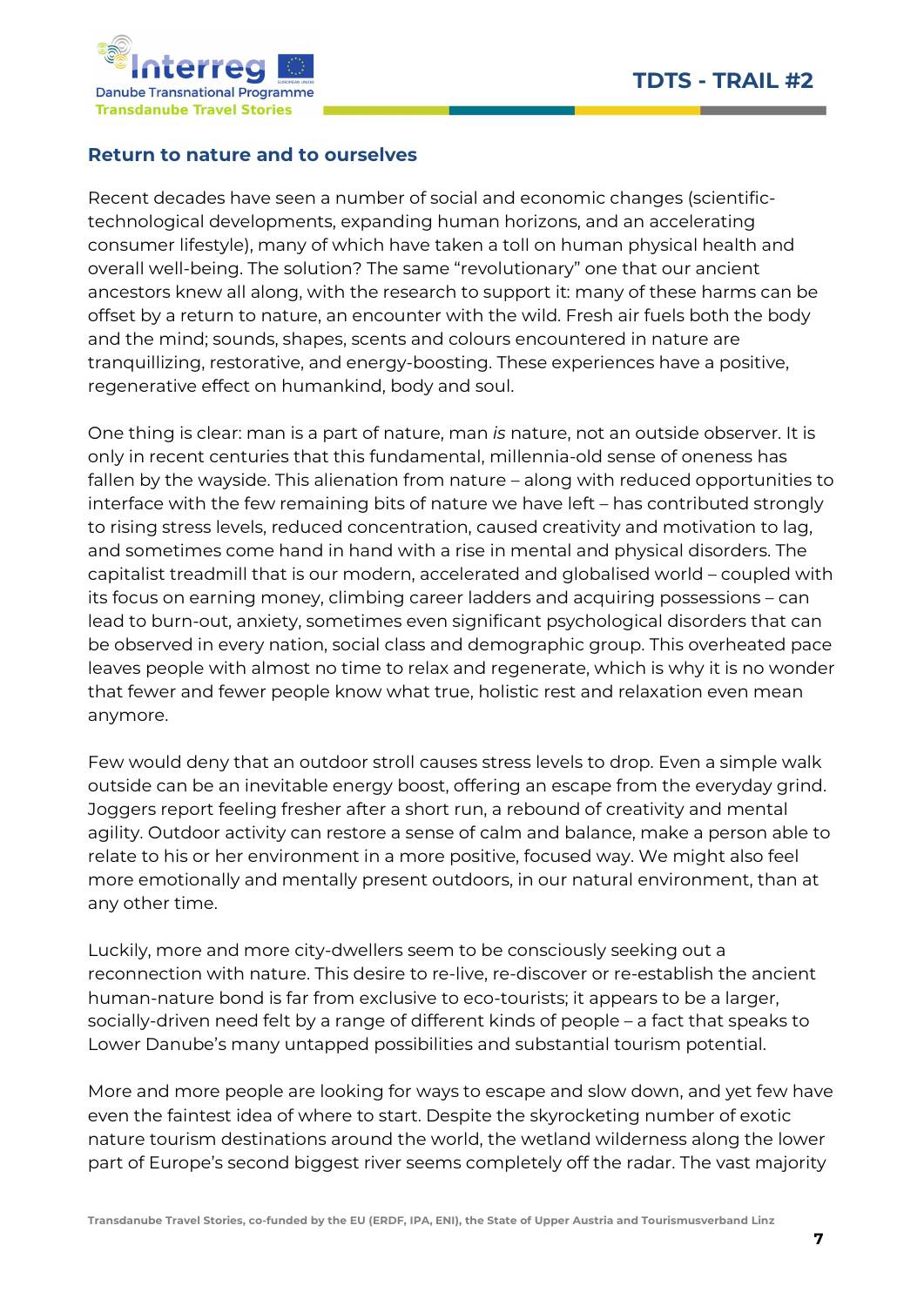## Return to nature and to ourselves

Recent decades have seen a number of social and economic changes (scientific-technological developments, expanding human horizons, and an accelerating consumer lifestyle), many of which have taken a toll on human physical health and overall well-being. The solution? The same "revolutionary" one that our ancient ancestors knew all along, with the research to support it: many of these harms can be offset by a return to nature, an encounter with the wild. Fresh air fuels both the body and the mind; sounds, shapes, scents and colours encountered in nature are tranquillizing, restorative, and energy-boosting. These experiences have a positive, regenerative effect on humankind, body and soul.

One thing is clear: man is a part of nature, man *is* nature, not an outside observer. It is only in recent centuries that this fundamental, millennia-old sense of oneness has fallen by the wayside. This alienation from nature – along with reduced opportunities to interface with the few remaining bits of nature we have left – has contributed strongly to rising stress levels, reduced concentration, caused creativity and motivation to lag, and sometimes come hand in hand with a rise in mental and physical disorders. The capitalist treadmill that is our modern, accelerated and globalised world – coupled with its focus on earning money, climbing career ladders and acquiring possessions – can lead to burn-out, anxiety, sometimes even significant psychological disorders that can be observed in every nation, social class and demographic group. This overheated pace leaves people with almost no time to relax and regenerate, which is why it is no wonder that fewer and fewer people know what true, holistic rest and relaxation even mean anymore.

Few would deny that an outdoor stroll causes stress levels to drop. Even a simple walk outside can be an inevitable energy boost, offering an escape from the everyday grind. Joggers report feeling fresher after a short run, a rebound of creativity and mental agility. Outdoor activity can restore a sense of calm and balance, make a person able to relate to his or her environment in a more positive, focused way. We might also feel more emotionally and mentally present outdoors, in our natural environment, than at any other time.

Luckily, more and more city-dwellers seem to be consciously seeking out a reconnection with nature. This desire to re-live, re-discover or re-establish the ancient human-nature bond is far from exclusive to eco-tourists; it appears to be a larger, socially-driven need felt by a range of different kinds of people – a fact that speaks to Lower Danube's many untapped possibilities and substantial tourism potential.

More and more people are looking for ways to escape and slow down, and yet few have even the faintest idea of where to start. Despite the skyrocketing number of exotic nature tourism destinations around the world, the wetland wilderness along the lower part of Europe's second biggest river seems completely off the radar. The vast majority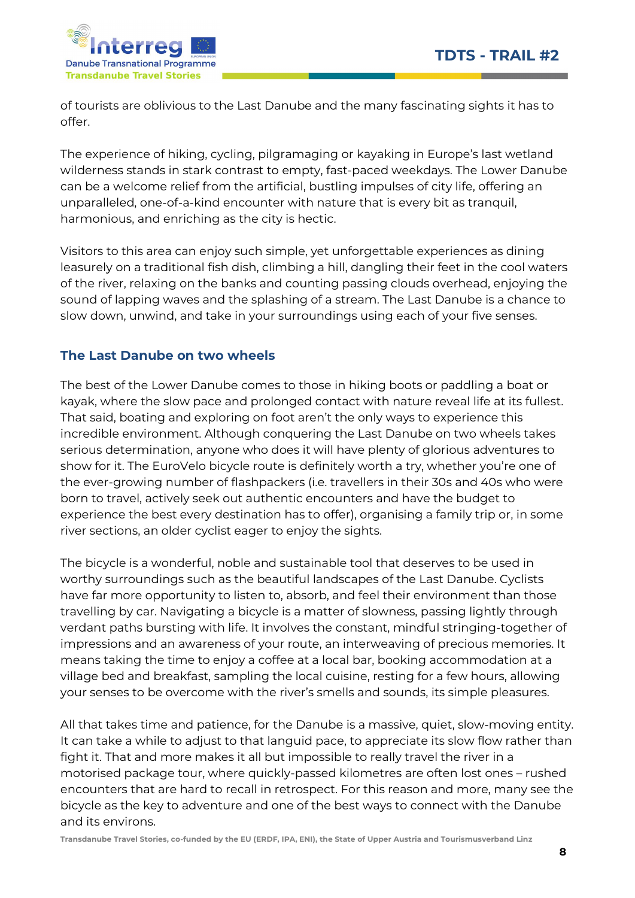of tourists are oblivious to the Last Danube and the many fascinating sights it has to offer.

The experience of hiking, cycling, pilgramaging or kayaking in Europe's last wetland wilderness stands in stark contrast to empty, fast-paced weekdays. The Lower Danube can be a welcome relief from the artificial, bustling impulses of city life, offering an unparalleled, one-of-a-kind encounter with nature that is every bit as tranquil, harmonious, and enriching as the city is hectic.

Visitors to this area can enjoy such simple, yet unforgettable experiences as dining leasurely on a traditional fish dish, climbing a hill, dangling their feet in the cool waters of the river, relaxing on the banks and counting passing clouds overhead, enjoying the sound of lapping waves and the splashing of a stream. The Last Danube is a chance to slow down, unwind, and take in your surroundings using each of your five senses.

## The Last Danube on two wheels

The best of the Lower Danube comes to those in hiking boots or paddling a boat or kayak, where the slow pace and prolonged contact with nature reveal life at its fullest. That said, boating and exploring on foot aren't the only ways to experience this incredible environment. Although conquering the Last Danube on two wheels takes serious determination, anyone who does it will have plenty of glorious adventures to show for it. The EuroVelo bicycle route is definitely worth a try, whether you're one of the ever-growing number of flashpackers (i.e. travellers in their 30s and 40s who were born to travel, actively seek out authentic encounters and have the budget to experience the best every destination has to offer), organising a family trip or, in some river sections, an older cyclist eager to enjoy the sights.

The bicycle is a wonderful, noble and sustainable tool that deserves to be used in worthy surroundings such as the beautiful landscapes of the Last Danube. Cyclists have far more opportunity to listen to, absorb, and feel their environment than those travelling by car. Navigating a bicycle is a matter of slowness, passing lightly through verdant paths bursting with life. It involves the constant, mindful stringing-together of impressions and an awareness of your route, an interweaving of precious memories. It means taking the time to enjoy a coffee at a local bar, booking accommodation at a village bed and breakfast, sampling the local cuisine, resting for a few hours, allowing your senses to be overcome with the river's smells and sounds, its simple pleasures.

All that takes time and patience, for the Danube is a massive, quiet, slow-moving entity. It can take a while to adjust to that languid pace, to appreciate its slow flow rather than fight it. That and more makes it all but impossible to really travel the river in a motorised package tour, where quickly-passed kilometres are often lost ones – rushed encounters that are hard to recall in retrospect. For this reason and more, many see the bicycle as the key to adventure and one of the best ways to connect with the Danube and its environs.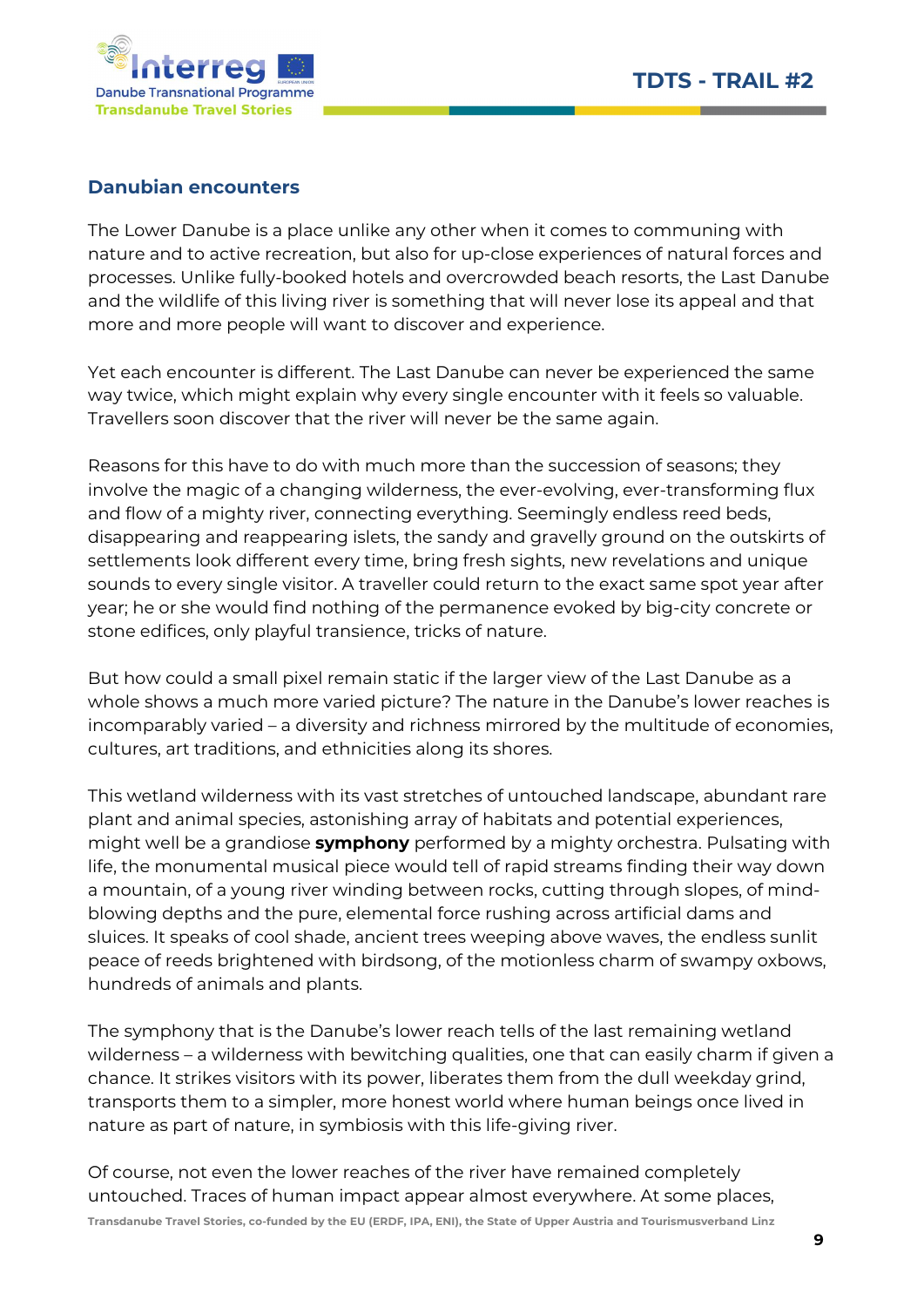## Danubian encounters

The Lower Danube is a place unlike any other when it comes to communing with nature and to active recreation, but also for up-close experiences of natural forces and processes. Unlike fully-booked hotels and overcrowded beach resorts, the Last Danube and the wildlife of this living river is something that will never lose its appeal and that more and more people will want to discover and experience.

Yet each encounter is different. The Last Danube can never be experienced the same way twice, which might explain why every single encounter with it feels so valuable. Travellers soon discover that the river will never be the same again.

Reasons for this have to do with much more than the succession of seasons; they involve the magic of a changing wilderness, the ever-evolving, ever-transforming flux and flow of a mighty river, connecting everything. Seemingly endless reed beds, disappearing and reappearing islets, the sandy and gravelly ground on the outskirts of settlements look different every time, bring fresh sights, new revelations and unique sounds to every single visitor. A traveller could return to the exact same spot year after year; he or she would find nothing of the permanence evoked by big-city concrete or stone edifices, only playful transience, tricks of nature.

But how could a small pixel remain static if the larger view of the Last Danube as a whole shows a much more varied picture? The nature in the Danube's lower reaches is incomparably varied – a diversity and richness mirrored by the multitude of economies, cultures, art traditions, and ethnicities along its shores.

This wetland wilderness with its vast stretches of untouched landscape, abundant rare plant and animal species, astonishing array of habitats and potential experiences, might well be a grandiose **symphony** performed by a mighty orchestra. Pulsating with life, the monumental musical piece would tell of rapid streams finding their way down a mountain, of a young river winding between rocks, cutting through slopes, of mind-blowing depths and the pure, elemental force rushing across artificial dams and sluices. It speaks of cool shade, ancient trees weeping above waves, the endless sunlit peace of reeds brightened with birdsong, of the motionless charm of swampy oxbows, hundreds of animals and plants.

The symphony that is the Danube's lower reach tells of the last remaining wetland wilderness – a wilderness with bewitching qualities, one that can easily charm if given a chance. It strikes visitors with its power, liberates them from the dull weekday grind, transports them to a simpler, more honest world where human beings once lived in nature as part of nature, in symbiosis with this life-giving river.

Of course, not even the lower reaches of the river have remained completely untouched. Traces of human impact appear almost everywhere. At some places,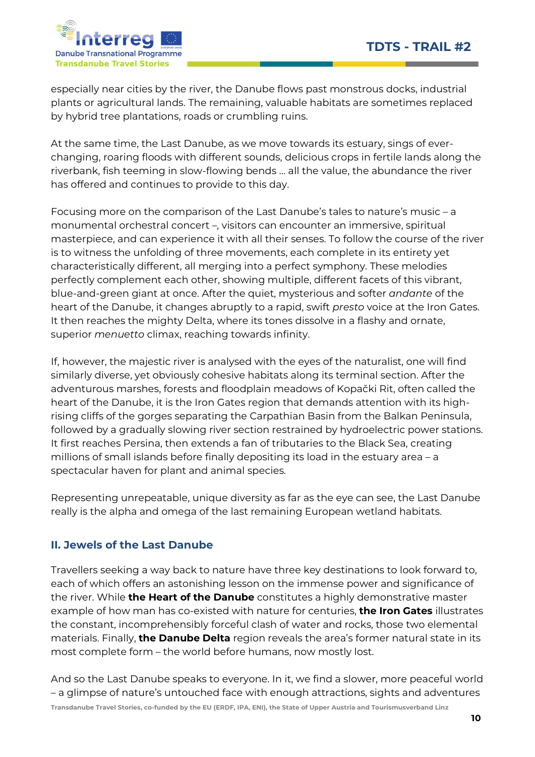especially near cities by the river, the Danube flows past monstrous docks, industrial plants or agricultural lands. The remaining, valuable habitats are sometimes replaced by hybrid tree plantations, roads or crumbling ruins.

At the same time, the Last Danube, as we move towards its estuary, sings of ever-changing, roaring floods with different sounds, delicious crops in fertile lands along the riverbank, fish teeming in slow-flowing bends … all the value, the abundance the river has offered and continues to provide to this day.

Focusing more on the comparison of the Last Danube's tales to nature's music – a monumental orchestral concert –, visitors can encounter an immersive, spiritual masterpiece, and can experience it with all their senses. To follow the course of the river is to witness the unfolding of three movements, each complete in its entirety yet characteristically different, all merging into a perfect symphony. These melodies perfectly complement each other, showing multiple, different facets of this vibrant, blue-and-green giant at once. After the quiet, mysterious and softer *andante* of the heart of the Danube, it changes abruptly to a rapid, swift *presto* voice at the Iron Gates. It then reaches the mighty Delta, where its tones dissolve in a flashy and ornate, superior *menuetto* climax, reaching towards infinity.

If, however, the majestic river is analysed with the eyes of the naturalist, one will find similarly diverse, yet obviously cohesive habitats along its terminal section. After the adventurous marshes, forests and floodplain meadows of Kopački Rit, often called the heart of the Danube, it is the Iron Gates region that demands attention with its high-rising cliffs of the gorges separating the Carpathian Basin from the Balkan Peninsula, followed by a gradually slowing river section restrained by hydroelectric power stations. It first reaches Persina, then extends a fan of tributaries to the Black Sea, creating millions of small islands before finally depositing its load in the estuary area – a spectacular haven for plant and animal species.

Representing unrepeatable, unique diversity as far as the eye can see, the Last Danube really is the alpha and omega of the last remaining European wetland habitats.

## II. Jewels of the Last Danube

Travellers seeking a way back to nature have three key destinations to look forward to, each of which offers an astonishing lesson on the immense power and significance of the river. While **the Heart of the Danube** constitutes a highly demonstrative master example of how man has co-existed with nature for centuries, **the Iron Gates** illustrates the constant, incomprehensibly forceful clash of water and rocks, those two elemental materials. Finally, **the Danube Delta** region reveals the area's former natural state in its most complete form – the world before humans, now mostly lost.

And so the Last Danube speaks to everyone. In it, we find a slower, more peaceful world – a glimpse of nature's untouched face with enough attractions, sights and adventures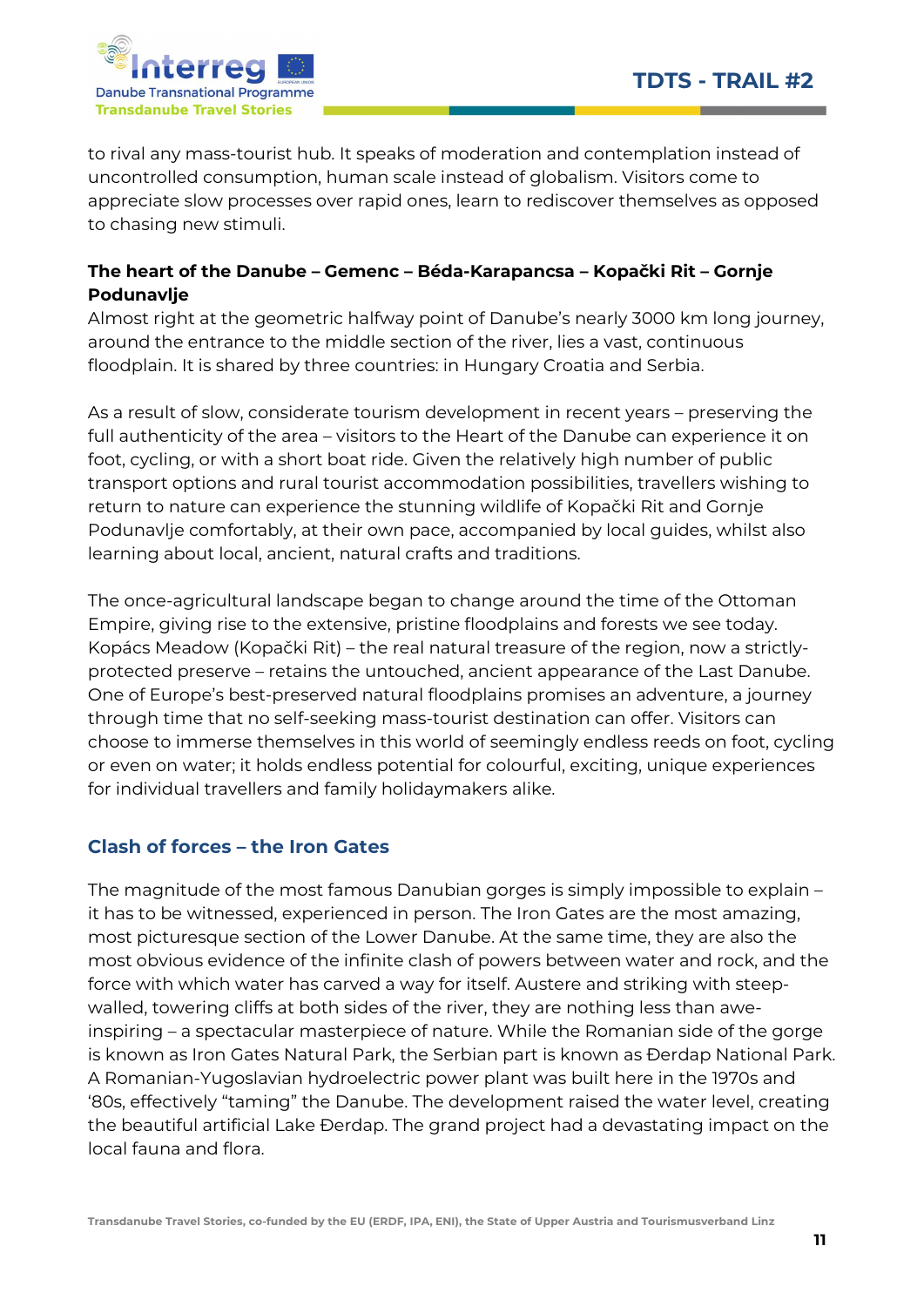to rival any mass-tourist hub. It speaks of moderation and contemplation instead of uncontrolled consumption, human scale instead of globalism. Visitors come to appreciate slow processes over rapid ones, learn to rediscover themselves as opposed to chasing new stimuli.

**The heart of the Danube – Gemenc – Béda-Karapancsa – Kopački Rit – Gornje Podunavlje**

Almost right at the geometric halfway point of Danube's nearly 3000 km long journey, around the entrance to the middle section of the river, lies a vast, continuous floodplain. It is shared by three countries: in Hungary Croatia and Serbia.

As a result of slow, considerate tourism development in recent years – preserving the full authenticity of the area – visitors to the Heart of the Danube can experience it on foot, cycling, or with a short boat ride. Given the relatively high number of public transport options and rural tourist accommodation possibilities, travellers wishing to return to nature can experience the stunning wildlife of Kopački Rit and Gornje Podunavlje comfortably, at their own pace, accompanied by local guides, whilst also learning about local, ancient, natural crafts and traditions.

The once-agricultural landscape began to change around the time of the Ottoman Empire, giving rise to the extensive, pristine floodplains and forests we see today. Kopács Meadow (Kopački Rit) – the real natural treasure of the region, now a strictly-protected preserve – retains the untouched, ancient appearance of the Last Danube. One of Europe's best-preserved natural floodplains promises an adventure, a journey through time that no self-seeking mass-tourist destination can offer. Visitors can choose to immerse themselves in this world of seemingly endless reeds on foot, cycling or even on water; it holds endless potential for colourful, exciting, unique experiences for individual travellers and family holidaymakers alike.

## Clash of forces – the Iron Gates

The magnitude of the most famous Danubian gorges is simply impossible to explain – it has to be witnessed, experienced in person. The Iron Gates are the most amazing, most picturesque section of the Lower Danube. At the same time, they are also the most obvious evidence of the infinite clash of powers between water and rock, and the force with which water has carved a way for itself. Austere and striking with steep-walled, towering cliffs at both sides of the river, they are nothing less than awe-inspiring – a spectacular masterpiece of nature. While the Romanian side of the gorge is known as Iron Gates Natural Park, the Serbian part is known as Đerdap National Park. A Romanian-Yugoslavian hydroelectric power plant was built here in the 1970s and '80s, effectively "taming" the Danube. The development raised the water level, creating the beautiful artificial Lake Đerdap. The grand project had a devastating impact on the local fauna and flora.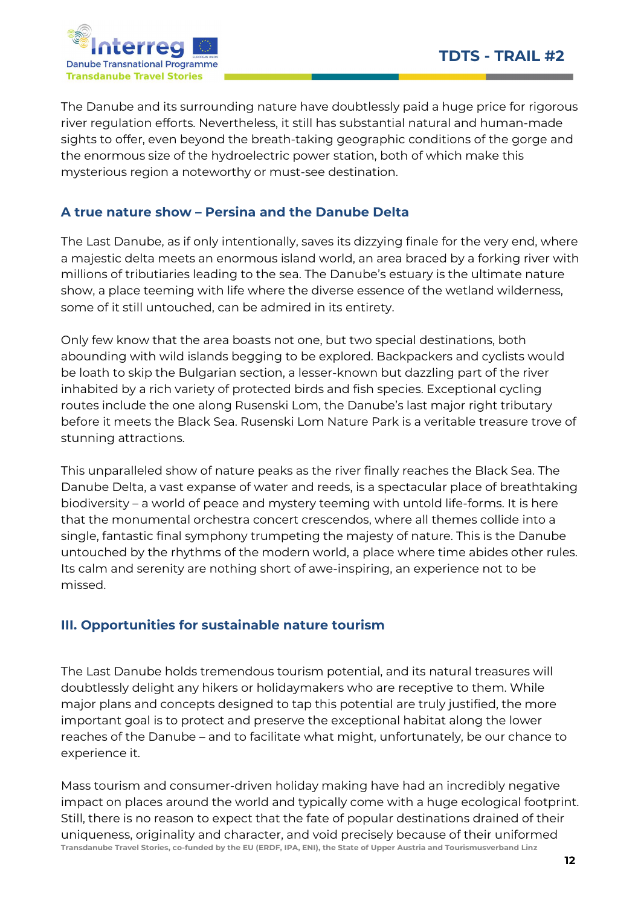The Danube and its surrounding nature have doubtlessly paid a huge price for rigorous river regulation efforts. Nevertheless, it still has substantial natural and human-made sights to offer, even beyond the breath-taking geographic conditions of the gorge and the enormous size of the hydroelectric power station, both of which make this mysterious region a noteworthy or must-see destination.

### A true nature show – Persina and the Danube Delta

The Last Danube, as if only intentionally, saves its dizzying finale for the very end, where a majestic delta meets an enormous island world, an area braced by a forking river with millions of tributiaries leading to the sea. The Danube's estuary is the ultimate nature show, a place teeming with life where the diverse essence of the wetland wilderness, some of it still untouched, can be admired in its entirety.

Only few know that the area boasts not one, but two special destinations, both abounding with wild islands begging to be explored. Backpackers and cyclists would be loath to skip the Bulgarian section, a lesser-known but dazzling part of the river inhabited by a rich variety of protected birds and fish species. Exceptional cycling routes include the one along Rusenski Lom, the Danube's last major right tributary before it meets the Black Sea. Rusenski Lom Nature Park is a veritable treasure trove of stunning attractions.

This unparalleled show of nature peaks as the river finally reaches the Black Sea. The Danube Delta, a vast expanse of water and reeds, is a spectacular place of breathtaking biodiversity – a world of peace and mystery teeming with untold life-forms. It is here that the monumental orchestra concert crescendos, where all themes collide into a single, fantastic final symphony trumpeting the majesty of nature. This is the Danube untouched by the rhythms of the modern world, a place where time abides other rules. Its calm and serenity are nothing short of awe-inspiring, an experience not to be missed.

## III. Opportunities for sustainable nature tourism

The Last Danube holds tremendous tourism potential, and its natural treasures will doubtlessly delight any hikers or holidaymakers who are receptive to them. While major plans and concepts designed to tap this potential are truly justified, the more important goal is to protect and preserve the exceptional habitat along the lower reaches of the Danube – and to facilitate what might, unfortunately, be our chance to experience it.

Mass tourism and consumer-driven holiday making have had an incredibly negative impact on places around the world and typically come with a huge ecological footprint. Still, there is no reason to expect that the fate of popular destinations drained of their uniqueness, originality and character, and void precisely because of their uniformed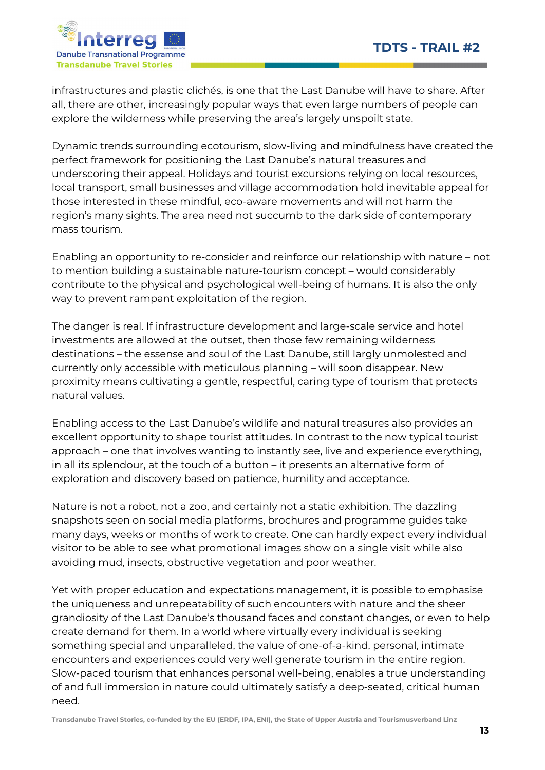infrastructures and plastic clichés, is one that the Last Danube will have to share. After all, there are other, increasingly popular ways that even large numbers of people can explore the wilderness while preserving the area's largely unspoilt state.

Dynamic trends surrounding ecotourism, slow-living and mindfulness have created the perfect framework for positioning the Last Danube's natural treasures and underscoring their appeal. Holidays and tourist excursions relying on local resources, local transport, small businesses and village accommodation hold inevitable appeal for those interested in these mindful, eco-aware movements and will not harm the region's many sights. The area need not succumb to the dark side of contemporary mass tourism.

Enabling an opportunity to re-consider and reinforce our relationship with nature – not to mention building a sustainable nature-tourism concept – would considerably contribute to the physical and psychological well-being of humans. It is also the only way to prevent rampant exploitation of the region.

The danger is real. If infrastructure development and large-scale service and hotel investments are allowed at the outset, then those few remaining wilderness destinations – the essense and soul of the Last Danube, still largly unmolested and currently only accessible with meticulous planning – will soon disappear. New proximity means cultivating a gentle, respectful, caring type of tourism that protects natural values.

Enabling access to the Last Danube's wildlife and natural treasures also provides an excellent opportunity to shape tourist attitudes. In contrast to the now typical tourist approach – one that involves wanting to instantly see, live and experience everything, in all its splendour, at the touch of a button – it presents an alternative form of exploration and discovery based on patience, humility and acceptance.

Nature is not a robot, not a zoo, and certainly not a static exhibition. The dazzling snapshots seen on social media platforms, brochures and programme guides take many days, weeks or months of work to create. One can hardly expect every individual visitor to be able to see what promotional images show on a single visit while also avoiding mud, insects, obstructive vegetation and poor weather.

Yet with proper education and expectations management, it is possible to emphasise the uniqueness and unrepeatability of such encounters with nature and the sheer grandiosity of the Last Danube's thousand faces and constant changes, or even to help create demand for them. In a world where virtually every individual is seeking something special and unparalleled, the value of one-of-a-kind, personal, intimate encounters and experiences could very well generate tourism in the entire region. Slow-paced tourism that enhances personal well-being, enables a true understanding of and full immersion in nature could ultimately satisfy a deep-seated, critical human need.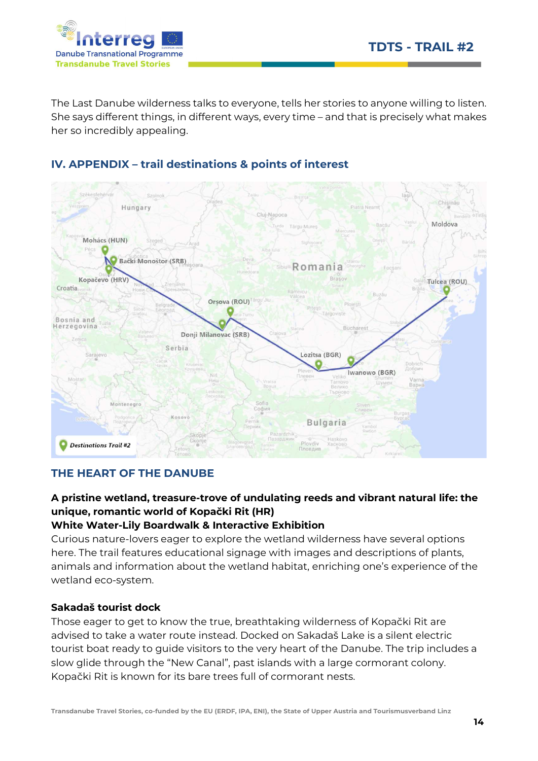The Last Danube wilderness talks to everyone, tells her stories to anyone willing to listen. She says different things, in different ways, every time – and that is precisely what makes her so incredibly appealing.

## IV. APPENDIX – trail destinations & points of interest

## THE HEART OF THE DANUBE

**A pristine wetland, treasure-trove of undulating reeds and vibrant natural life: the unique, romantic world of Kopački Rit (HR)**
**White Water-Lily Boardwalk & Interactive Exhibition**

Curious nature-lovers eager to explore the wetland wilderness have several options here. The trail features educational signage with images and descriptions of plants, animals and information about the wetland habitat, enriching one's experience of the wetland eco-system.

**Sakadaš tourist dock**

Those eager to get to know the true, breathtaking wilderness of Kopački Rit are advised to take a water route instead. Docked on Sakadaš Lake is a silent electric tourist boat ready to guide visitors to the very heart of the Danube. The trip includes a slow glide through the "New Canal", past islands with a large cormorant colony. Kopački Rit is known for its bare trees full of cormorant nests.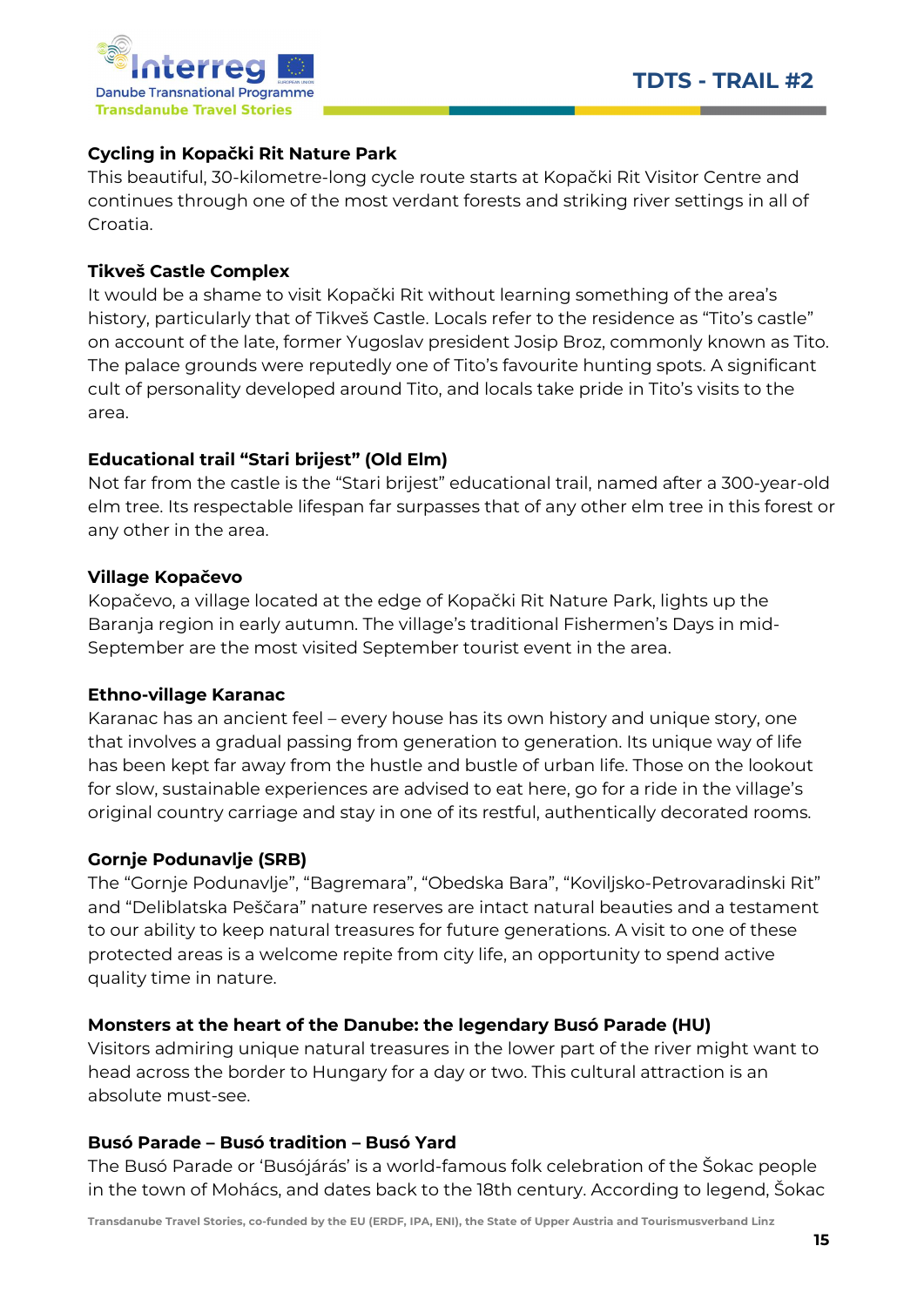### Cycling in Kopački Rit Nature Park

This beautiful, 30-kilometre-long cycle route starts at Kopački Rit Visitor Centre and continues through one of the most verdant forests and striking river settings in all of Croatia.

### Tikveš Castle Complex

It would be a shame to visit Kopački Rit without learning something of the area's history, particularly that of Tikveš Castle. Locals refer to the residence as "Tito's castle" on account of the late, former Yugoslav president Josip Broz, commonly known as Tito. The palace grounds were reputedly one of Tito's favourite hunting spots. A significant cult of personality developed around Tito, and locals take pride in Tito's visits to the area.

### Educational trail "Stari brijest" (Old Elm)

Not far from the castle is the "Stari brijest" educational trail, named after a 300-year-old elm tree. Its respectable lifespan far surpasses that of any other elm tree in this forest or any other in the area.

### Village Kopačevo

Kopačevo, a village located at the edge of Kopački Rit Nature Park, lights up the Baranja region in early autumn. The village's traditional Fishermen's Days in mid-September are the most visited September tourist event in the area.

### Ethno-village Karanac

Karanac has an ancient feel – every house has its own history and unique story, one that involves a gradual passing from generation to generation. Its unique way of life has been kept far away from the hustle and bustle of urban life. Those on the lookout for slow, sustainable experiences are advised to eat here, go for a ride in the village's original country carriage and stay in one of its restful, authentically decorated rooms.

### Gornje Podunavlje (SRB)

The "Gornje Podunavlje", "Bagremara", "Obedska Bara", "Koviljsko-Petrovaradinski Rit" and "Deliblatska Peščara" nature reserves are intact natural beauties and a testament to our ability to keep natural treasures for future generations. A visit to one of these protected areas is a welcome repite from city life, an opportunity to spend active quality time in nature.

### Monsters at the heart of the Danube: the legendary Busó Parade (HU)

Visitors admiring unique natural treasures in the lower part of the river might want to head across the border to Hungary for a day or two. This cultural attraction is an absolute must-see.

### Busó Parade – Busó tradition – Busó Yard

The Busó Parade or 'Busójárás' is a world-famous folk celebration of the Šokac people in the town of Mohács, and dates back to the 18th century. According to legend, Šokac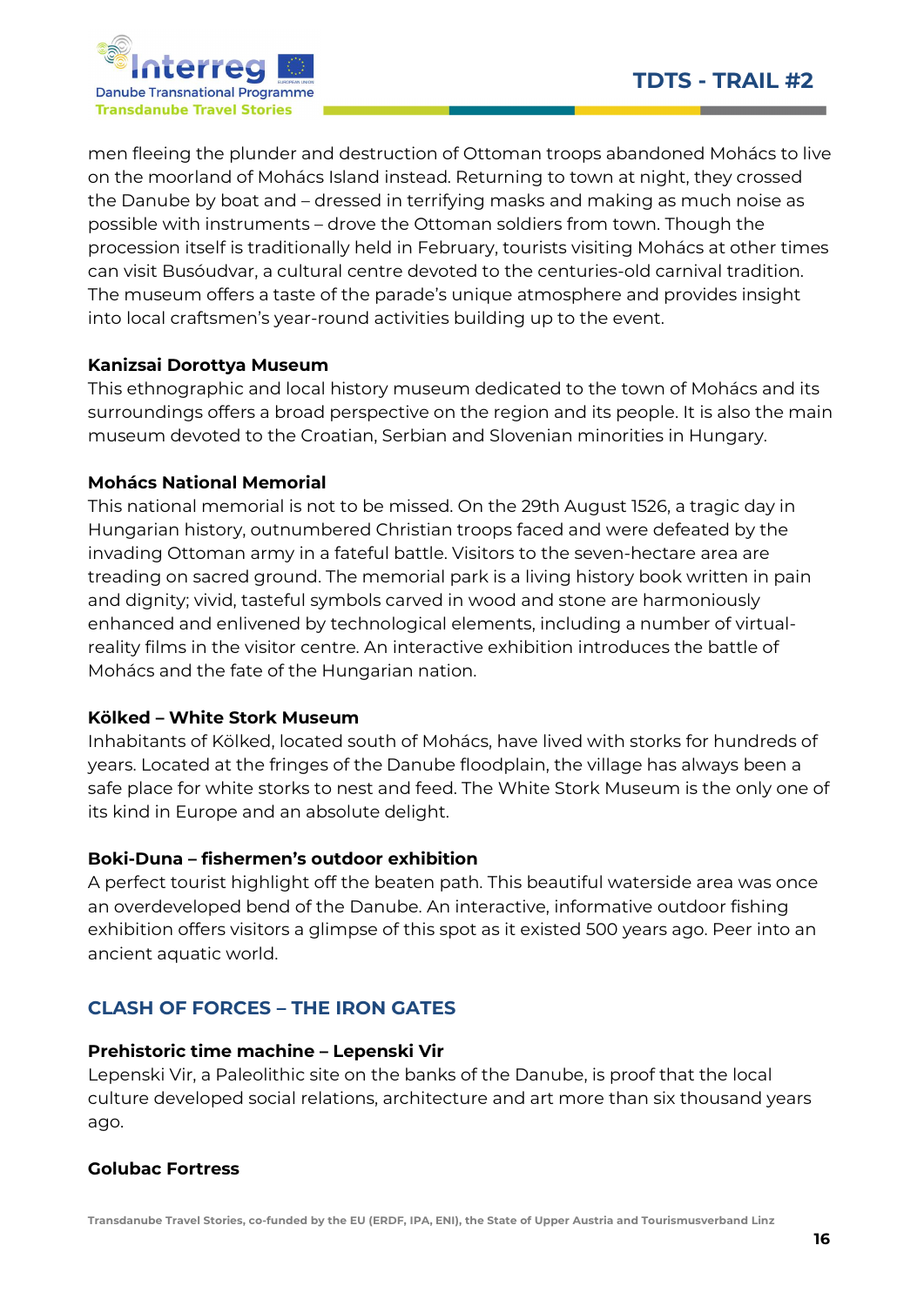men fleeing the plunder and destruction of Ottoman troops abandoned Mohács to live on the moorland of Mohács Island instead. Returning to town at night, they crossed the Danube by boat and – dressed in terrifying masks and making as much noise as possible with instruments – drove the Ottoman soldiers from town. Though the procession itself is traditionally held in February, tourists visiting Mohács at other times can visit Busóudvar, a cultural centre devoted to the centuries-old carnival tradition. The museum offers a taste of the parade's unique atmosphere and provides insight into local craftsmen's year-round activities building up to the event.

**Kanizsai Dorottya Museum**
This ethnographic and local history museum dedicated to the town of Mohács and its surroundings offers a broad perspective on the region and its people. It is also the main museum devoted to the Croatian, Serbian and Slovenian minorities in Hungary.

**Mohács National Memorial**
This national memorial is not to be missed. On the 29th August 1526, a tragic day in Hungarian history, outnumbered Christian troops faced and were defeated by the invading Ottoman army in a fateful battle. Visitors to the seven-hectare area are treading on sacred ground. The memorial park is a living history book written in pain and dignity; vivid, tasteful symbols carved in wood and stone are harmoniously enhanced and enlivened by technological elements, including a number of virtual-reality films in the visitor centre. An interactive exhibition introduces the battle of Mohács and the fate of the Hungarian nation.

**Kölked – White Stork Museum**
Inhabitants of Kölked, located south of Mohács, have lived with storks for hundreds of years. Located at the fringes of the Danube floodplain, the village has always been a safe place for white storks to nest and feed. The White Stork Museum is the only one of its kind in Europe and an absolute delight.

**Boki-Duna – fishermen's outdoor exhibition**
A perfect tourist highlight off the beaten path. This beautiful waterside area was once an overdeveloped bend of the Danube. An interactive, informative outdoor fishing exhibition offers visitors a glimpse of this spot as it existed 500 years ago. Peer into an ancient aquatic world.

## CLASH OF FORCES – THE IRON GATES

**Prehistoric time machine – Lepenski Vir**
Lepenski Vir, a Paleolithic site on the banks of the Danube, is proof that the local culture developed social relations, architecture and art more than six thousand years ago.

**Golubac Fortress**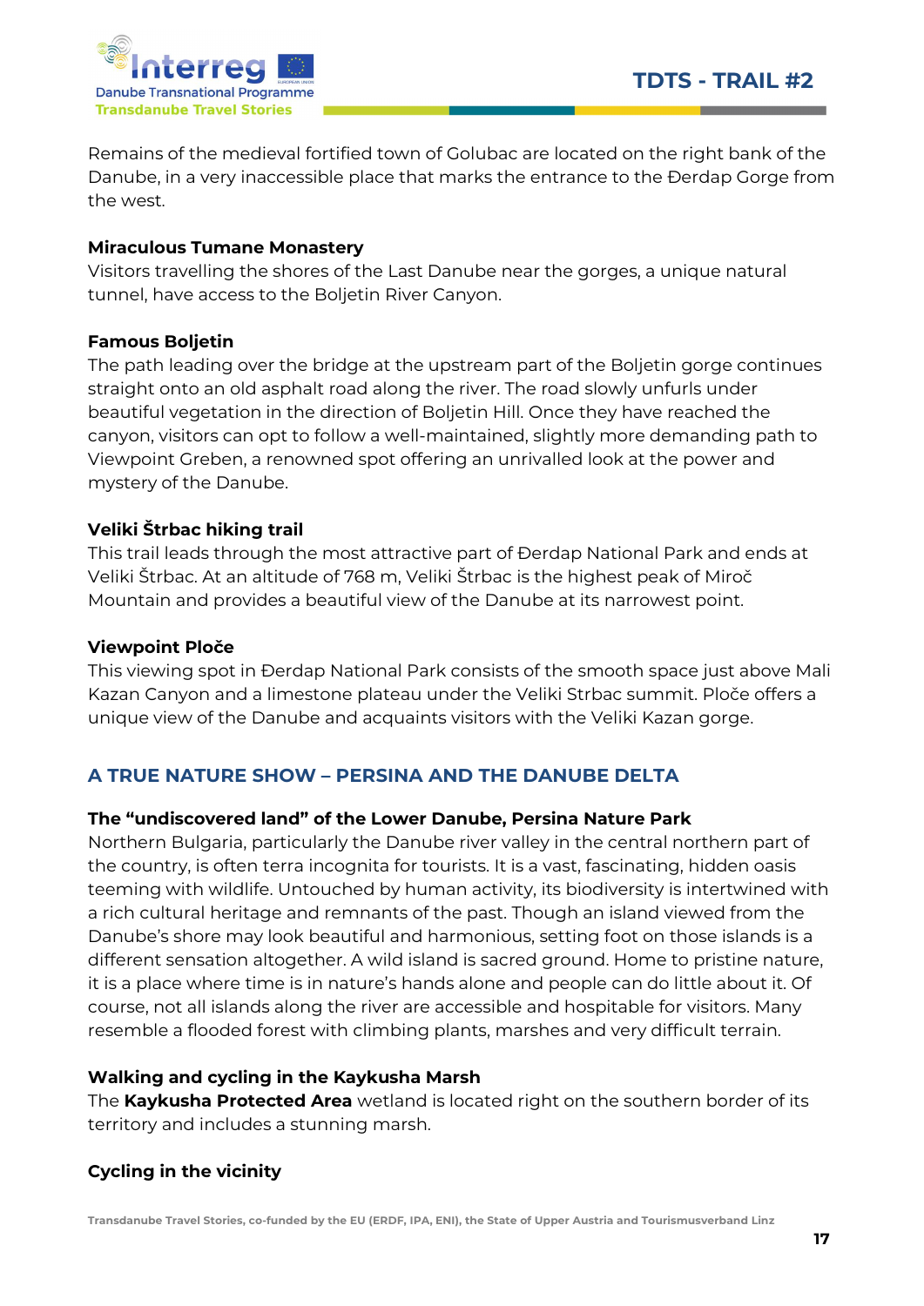Remains of the medieval fortified town of Golubac are located on the right bank of the Danube, in a very inaccessible place that marks the entrance to the Đerdap Gorge from the west.

**Miraculous Tumane Monastery**
Visitors travelling the shores of the Last Danube near the gorges, a unique natural tunnel, have access to the Boljetin River Canyon.

**Famous Boljetin**
The path leading over the bridge at the upstream part of the Boljetin gorge continues straight onto an old asphalt road along the river. The road slowly unfurls under beautiful vegetation in the direction of Boljetin Hill. Once they have reached the canyon, visitors can opt to follow a well-maintained, slightly more demanding path to Viewpoint Greben, a renowned spot offering an unrivalled look at the power and mystery of the Danube.

**Veliki Štrbac hiking trail**
This trail leads through the most attractive part of Đerdap National Park and ends at Veliki Štrbac. At an altitude of 768 m, Veliki Štrbac is the highest peak of Miroč Mountain and provides a beautiful view of the Danube at its narrowest point.

**Viewpoint Ploče**
This viewing spot in Đerdap National Park consists of the smooth space just above Mali Kazan Canyon and a limestone plateau under the Veliki Strbac summit. Ploče offers a unique view of the Danube and acquaints visitors with the Veliki Kazan gorge.

## A TRUE NATURE SHOW – PERSINA AND THE DANUBE DELTA

**The "undiscovered land" of the Lower Danube, Persina Nature Park**
Northern Bulgaria, particularly the Danube river valley in the central northern part of the country, is often terra incognita for tourists. It is a vast, fascinating, hidden oasis teeming with wildlife. Untouched by human activity, its biodiversity is intertwined with a rich cultural heritage and remnants of the past. Though an island viewed from the Danube's shore may look beautiful and harmonious, setting foot on those islands is a different sensation altogether. A wild island is sacred ground. Home to pristine nature, it is a place where time is in nature's hands alone and people can do little about it. Of course, not all islands along the river are accessible and hospitable for visitors. Many resemble a flooded forest with climbing plants, marshes and very difficult terrain.

**Walking and cycling in the Kaykusha Marsh**
The **Kaykusha Protected Area** wetland is located right on the southern border of its territory and includes a stunning marsh.

**Cycling in the vicinity**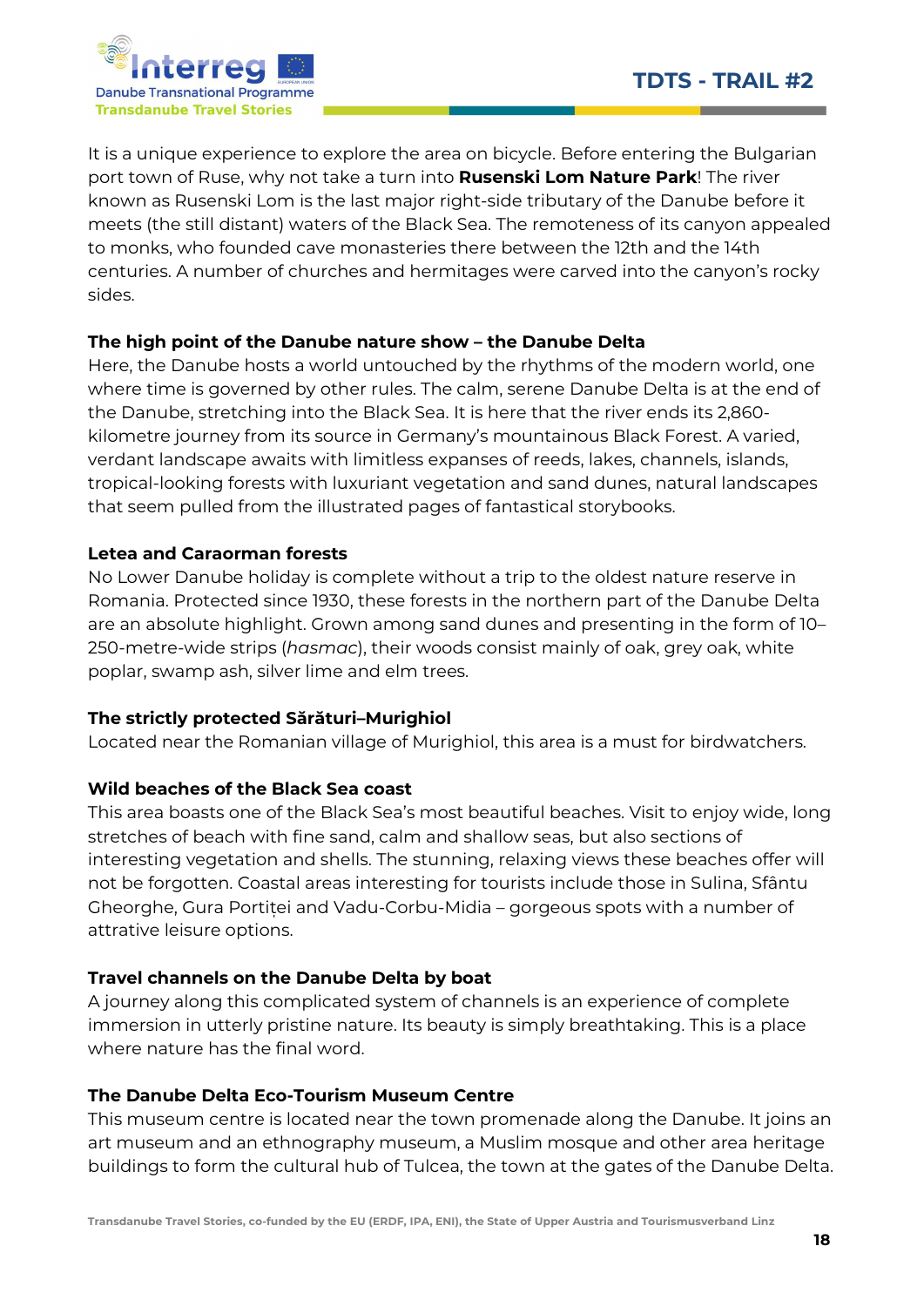It is a unique experience to explore the area on bicycle. Before entering the Bulgarian port town of Ruse, why not take a turn into **Rusenski Lom Nature Park**! The river known as Rusenski Lom is the last major right-side tributary of the Danube before it meets (the still distant) waters of the Black Sea. The remoteness of its canyon appealed to monks, who founded cave monasteries there between the 12th and the 14th centuries. A number of churches and hermitages were carved into the canyon's rocky sides.

**The high point of the Danube nature show – the Danube Delta**

Here, the Danube hosts a world untouched by the rhythms of the modern world, one where time is governed by other rules. The calm, serene Danube Delta is at the end of the Danube, stretching into the Black Sea. It is here that the river ends its 2,860-kilometre journey from its source in Germany's mountainous Black Forest. A varied, verdant landscape awaits with limitless expanses of reeds, lakes, channels, islands, tropical-looking forests with luxuriant vegetation and sand dunes, natural landscapes that seem pulled from the illustrated pages of fantastical storybooks.

**Letea and Caraorman forests**

No Lower Danube holiday is complete without a trip to the oldest nature reserve in Romania. Protected since 1930, these forests in the northern part of the Danube Delta are an absolute highlight. Grown among sand dunes and presenting in the form of 10–250-metre-wide strips (*hasmac*), their woods consist mainly of oak, grey oak, white poplar, swamp ash, silver lime and elm trees.

**The strictly protected Sărături–Murighiol**

Located near the Romanian village of Murighiol, this area is a must for birdwatchers.

**Wild beaches of the Black Sea coast**

This area boasts one of the Black Sea's most beautiful beaches. Visit to enjoy wide, long stretches of beach with fine sand, calm and shallow seas, but also sections of interesting vegetation and shells. The stunning, relaxing views these beaches offer will not be forgotten. Coastal areas interesting for tourists include those in Sulina, Sfântu Gheorghe, Gura Portiței and Vadu-Corbu-Midia – gorgeous spots with a number of attrative leisure options.

**Travel channels on the Danube Delta by boat**

A journey along this complicated system of channels is an experience of complete immersion in utterly pristine nature. Its beauty is simply breathtaking. This is a place where nature has the final word.

**The Danube Delta Eco-Tourism Museum Centre**

This museum centre is located near the town promenade along the Danube. It joins an art museum and an ethnography museum, a Muslim mosque and other area heritage buildings to form the cultural hub of Tulcea, the town at the gates of the Danube Delta.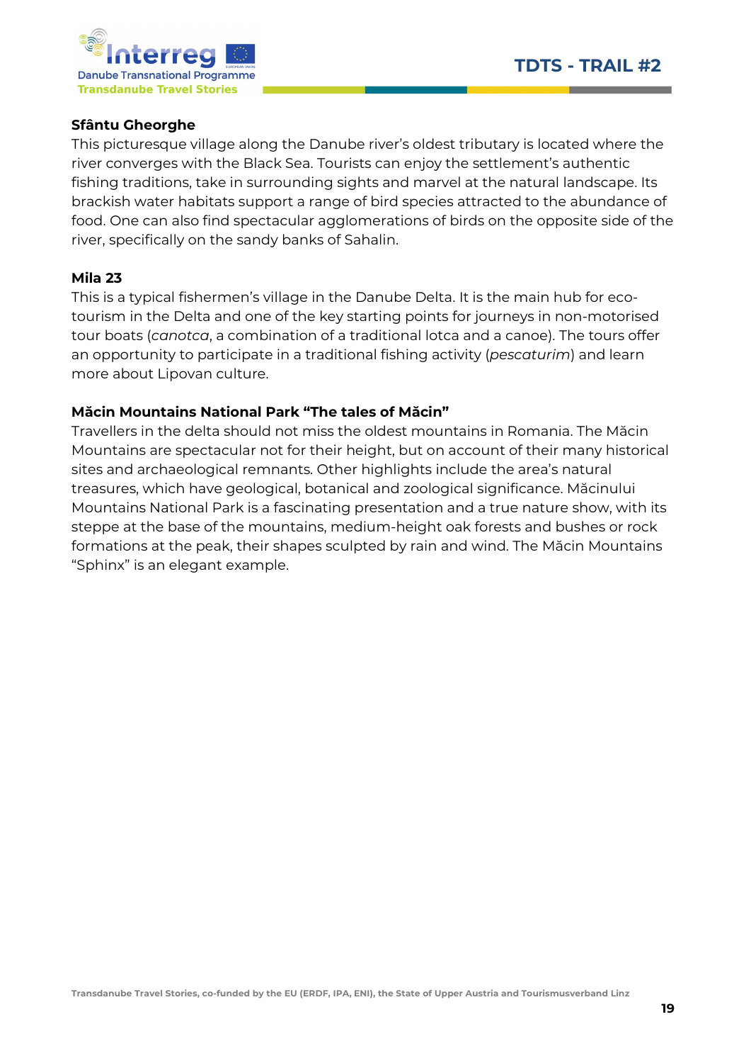**Sfântu Gheorghe**

This picturesque village along the Danube river's oldest tributary is located where the river converges with the Black Sea. Tourists can enjoy the settlement's authentic fishing traditions, take in surrounding sights and marvel at the natural landscape. Its brackish water habitats support a range of bird species attracted to the abundance of food. One can also find spectacular agglomerations of birds on the opposite side of the river, specifically on the sandy banks of Sahalin.

**Mila 23**

This is a typical fishermen's village in the Danube Delta. It is the main hub for eco-tourism in the Delta and one of the key starting points for journeys in non-motorised tour boats (*canotca*, a combination of a traditional lotca and a canoe). The tours offer an opportunity to participate in a traditional fishing activity (*pescaturim*) and learn more about Lipovan culture.

**Măcin Mountains National Park "The tales of Măcin"**

Travellers in the delta should not miss the oldest mountains in Romania. The Măcin Mountains are spectacular not for their height, but on account of their many historical sites and archaeological remnants. Other highlights include the area's natural treasures, which have geological, botanical and zoological significance. Măcinului Mountains National Park is a fascinating presentation and a true nature show, with its steppe at the base of the mountains, medium-height oak forests and bushes or rock formations at the peak, their shapes sculpted by rain and wind. The Măcin Mountains "Sphinx" is an elegant example.